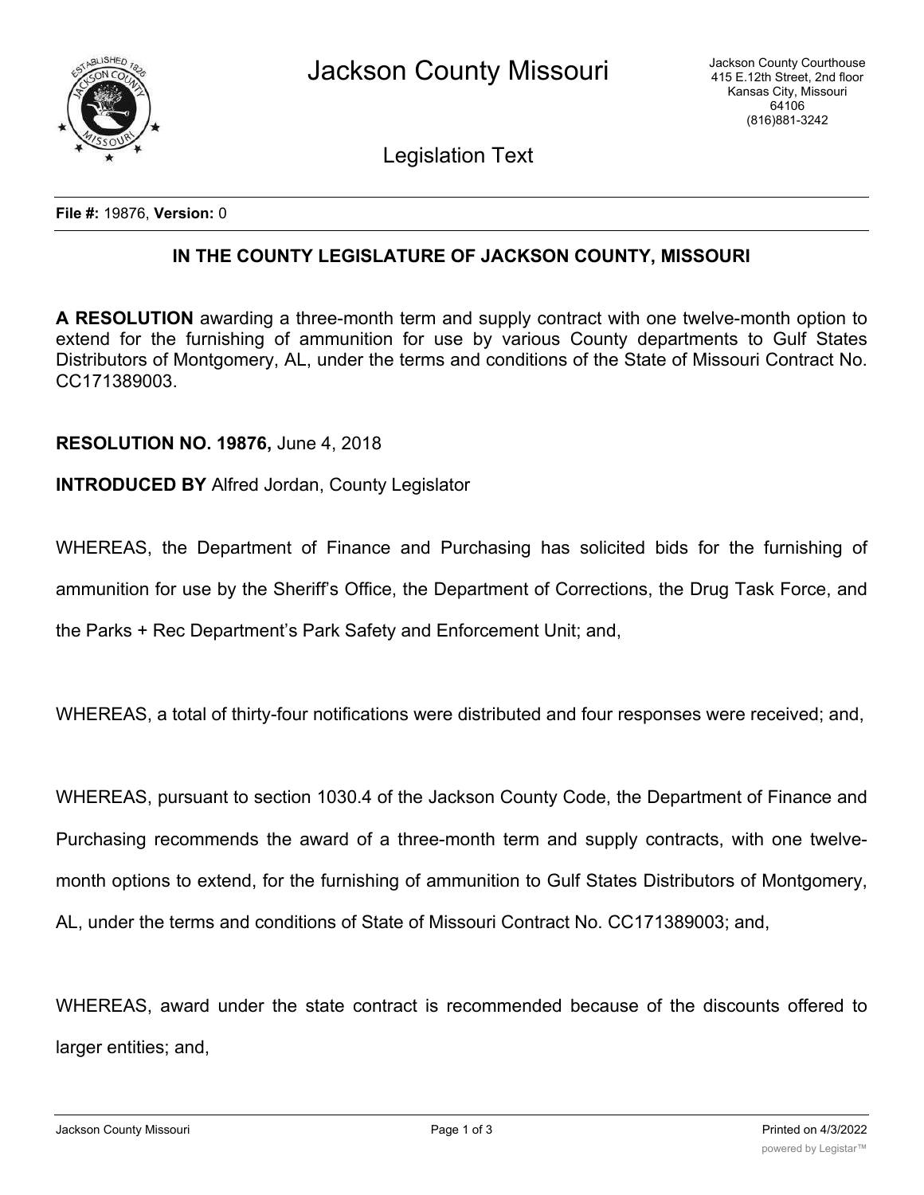# Jackson County Missouri

Jackson County Courthouse
415 E.12th Street, 2nd floor
Kansas City, Missouri
64106
(816)881-3242

## Legislation Text

**File #:** 19876, **Version:** 0

### IN THE COUNTY LEGISLATURE OF JACKSON COUNTY, MISSOURI

**A RESOLUTION** awarding a three-month term and supply contract with one twelve-month option to extend for the furnishing of ammunition for use by various County departments to Gulf States Distributors of Montgomery, AL, under the terms and conditions of the State of Missouri Contract No. CC171389003.

**RESOLUTION NO. 19876,** June 4, 2018

**INTRODUCED BY** Alfred Jordan, County Legislator

WHEREAS, the Department of Finance and Purchasing has solicited bids for the furnishing of ammunition for use by the Sheriff's Office, the Department of Corrections, the Drug Task Force, and the Parks + Rec Department's Park Safety and Enforcement Unit; and,

WHEREAS, a total of thirty-four notifications were distributed and four responses were received; and,

WHEREAS, pursuant to section 1030.4 of the Jackson County Code, the Department of Finance and Purchasing recommends the award of a three-month term and supply contracts, with one twelve-month options to extend, for the furnishing of ammunition to Gulf States Distributors of Montgomery, AL, under the terms and conditions of State of Missouri Contract No. CC171389003; and,

WHEREAS, award under the state contract is recommended because of the discounts offered to larger entities; and,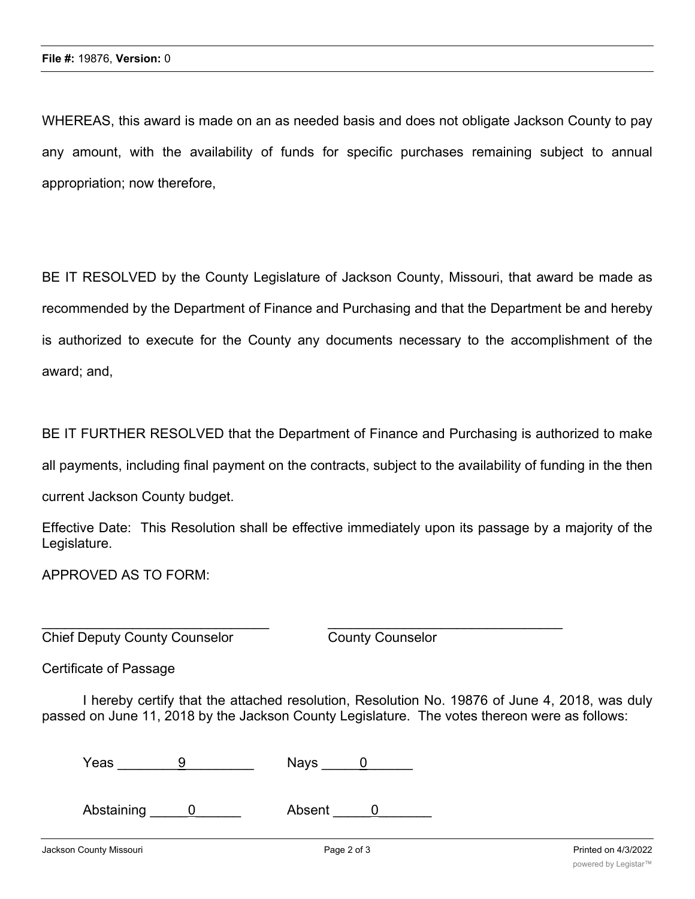WHEREAS, this award is made on an as needed basis and does not obligate Jackson County to pay any amount, with the availability of funds for specific purchases remaining subject to annual appropriation; now therefore,

BE IT RESOLVED by the County Legislature of Jackson County, Missouri, that award be made as recommended by the Department of Finance and Purchasing and that the Department be and hereby is authorized to execute for the County any documents necessary to the accomplishment of the award; and,

BE IT FURTHER RESOLVED that the Department of Finance and Purchasing is authorized to make all payments, including final payment on the contracts, subject to the availability of funding in the then current Jackson County budget.

Effective Date: This Resolution shall be effective immediately upon its passage by a majority of the Legislature.

APPROVED AS TO FORM:

_______________________________ _______________________________
Chief Deputy County Counselor County Counselor

Certificate of Passage

I hereby certify that the attached resolution, Resolution No. 19876 of June 4, 2018, was duly passed on June 11, 2018 by the Jackson County Legislature. The votes thereon were as follows:

Yeas ________9________ Nays _____0______

Abstaining _____0______ Absent _____0_______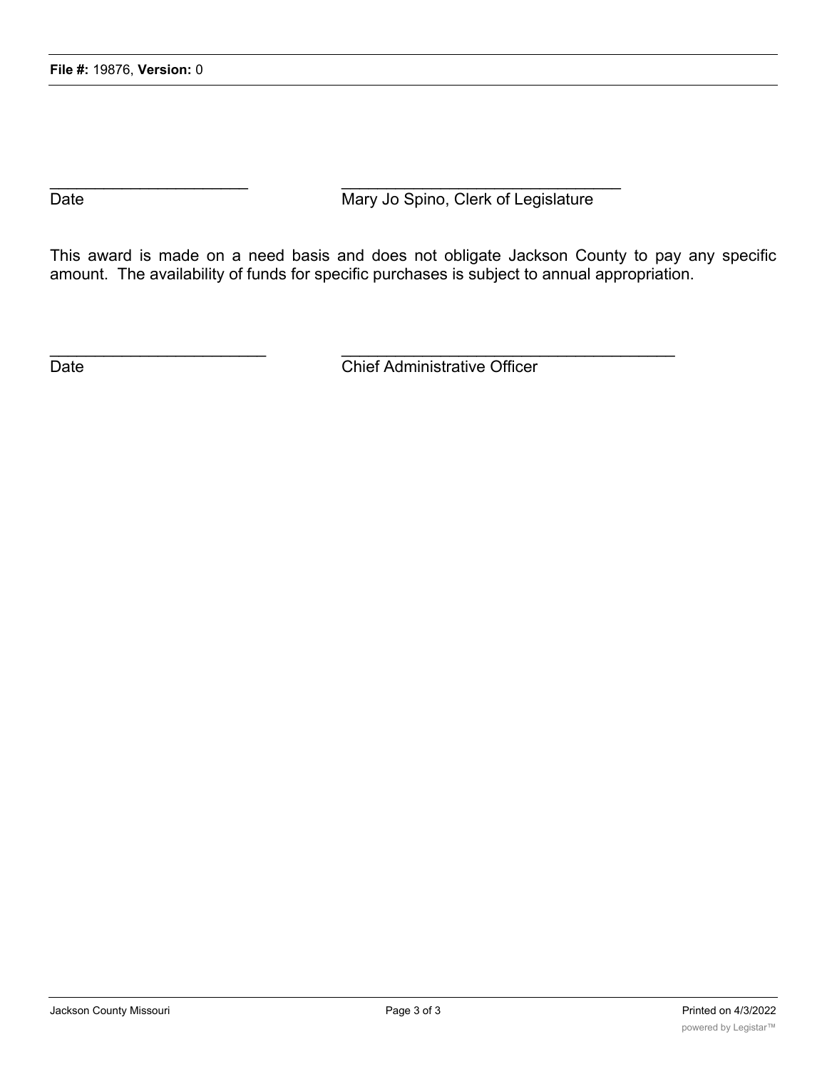_______________________ _________________________________

Date Mary Jo Spino, Clerk of Legislature

This award is made on a need basis and does not obligate Jackson County to pay any specific amount. The availability of funds for specific purchases is subject to annual appropriation.

_________________________ _______________________________________

Date Chief Administrative Officer